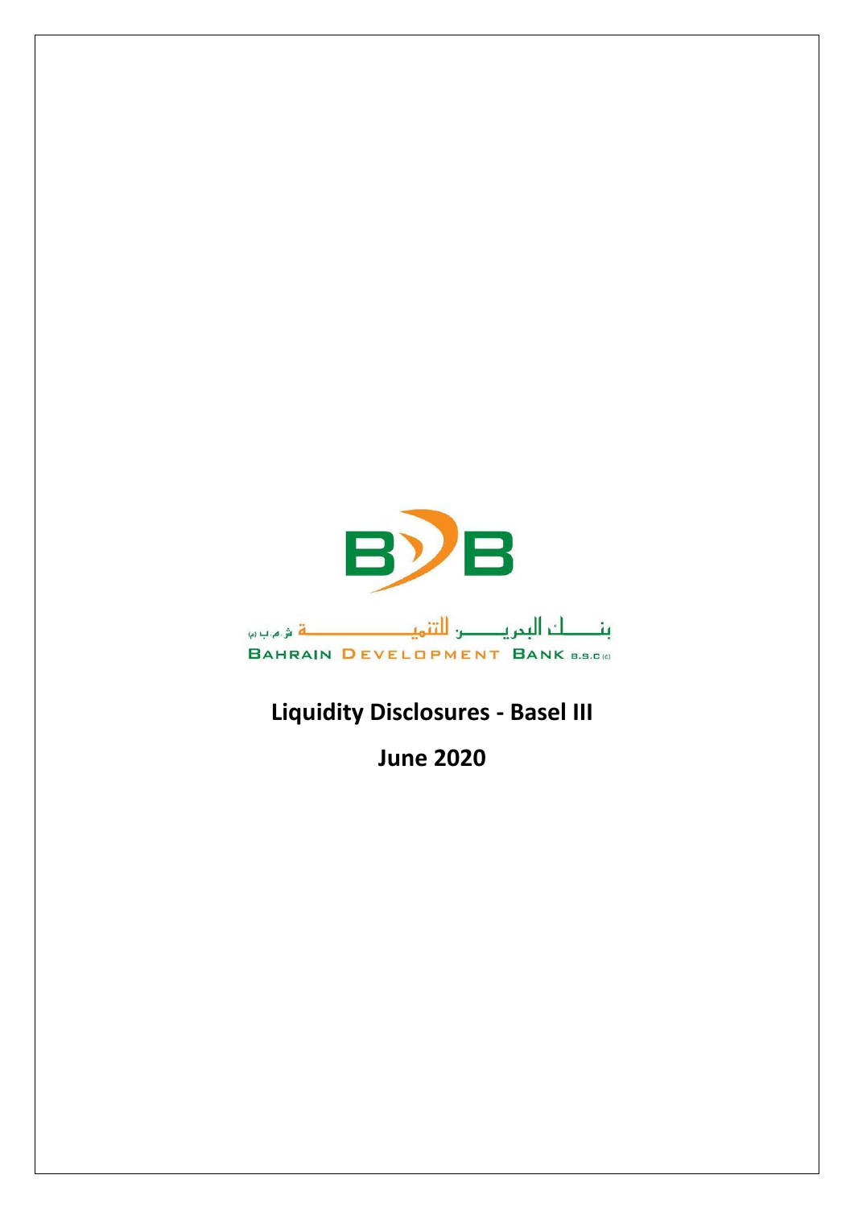بنـــــك البحريـــــن للتنميـــــــــــــــة ش.م.ب (م)

BAHRAIN DEVELOPMENT BANK B.S.C (c)

# Liquidity Disclosures - Basel III

# June 2020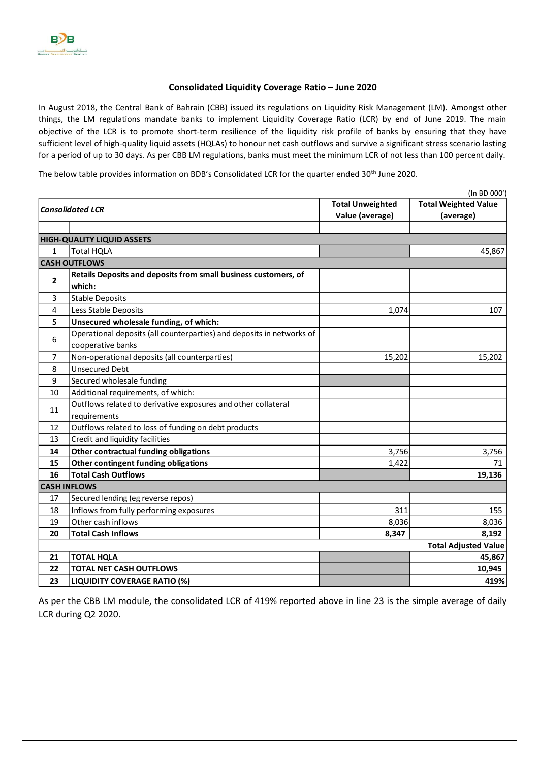## Consolidated Liquidity Coverage Ratio – June 2020

In August 2018, the Central Bank of Bahrain (CBB) issued its regulations on Liquidity Risk Management (LM). Amongst other things, the LM regulations mandate banks to implement Liquidity Coverage Ratio (LCR) by end of June 2019. The main objective of the LCR is to promote short-term resilience of the liquidity risk profile of banks by ensuring that they have sufficient level of high-quality liquid assets (HQLAs) to honour net cash outflows and survive a significant stress scenario lasting for a period of up to 30 days. As per CBB LM regulations, banks must meet the minimum LCR of not less than 100 percent daily.

The below table provides information on BDB's Consolidated LCR for the quarter ended 30th June 2020.

(In BD 000')

| *Consolidated LCR* | | Total Unweighted Value (average) | Total Weighted Value (average) |
|---|---|---|---|
| | | | |
| **HIGH-QUALITY LIQUID ASSETS** | | | |
| 1 | Total HQLA | | 45,867 |
| **CASH OUTFLOWS** | | | |
| **2** | **Retails Deposits and deposits from small business customers, of which:** | | |
| 3 | Stable Deposits | | |
| 4 | Less Stable Deposits | 1,074 | 107 |
| **5** | **Unsecured wholesale funding, of which:** | | |
| 6 | Operational deposits (all counterparties) and deposits in networks of cooperative banks | | |
| 7 | Non-operational deposits (all counterparties) | 15,202 | 15,202 |
| 8 | Unsecured Debt | | |
| 9 | Secured wholesale funding | | |
| 10 | Additional requirements, of which: | | |
| 11 | Outflows related to derivative exposures and other collateral requirements | | |
| 12 | Outflows related to loss of funding on debt products | | |
| 13 | Credit and liquidity facilities | | |
| **14** | **Other contractual funding obligations** | 3,756 | 3,756 |
| **15** | **Other contingent funding obligations** | 1,422 | 71 |
| **16** | **Total Cash Outflows** | | **19,136** |
| **CASH INFLOWS** | | | |
| 17 | Secured lending (eg reverse repos) | | |
| 18 | Inflows from fully performing exposures | 311 | 155 |
| 19 | Other cash inflows | 8,036 | 8,036 |
| **20** | **Total Cash Inflows** | **8,347** | **8,192** |
| | | | **Total Adjusted Value** |
| **21** | **TOTAL HQLA** | | **45,867** |
| **22** | **TOTAL NET CASH OUTFLOWS** | | **10,945** |
| **23** | **LIQUIDITY COVERAGE RATIO (%)** | | **419%** |

As per the CBB LM module, the consolidated LCR of 419% reported above in line 23 is the simple average of daily LCR during Q2 2020.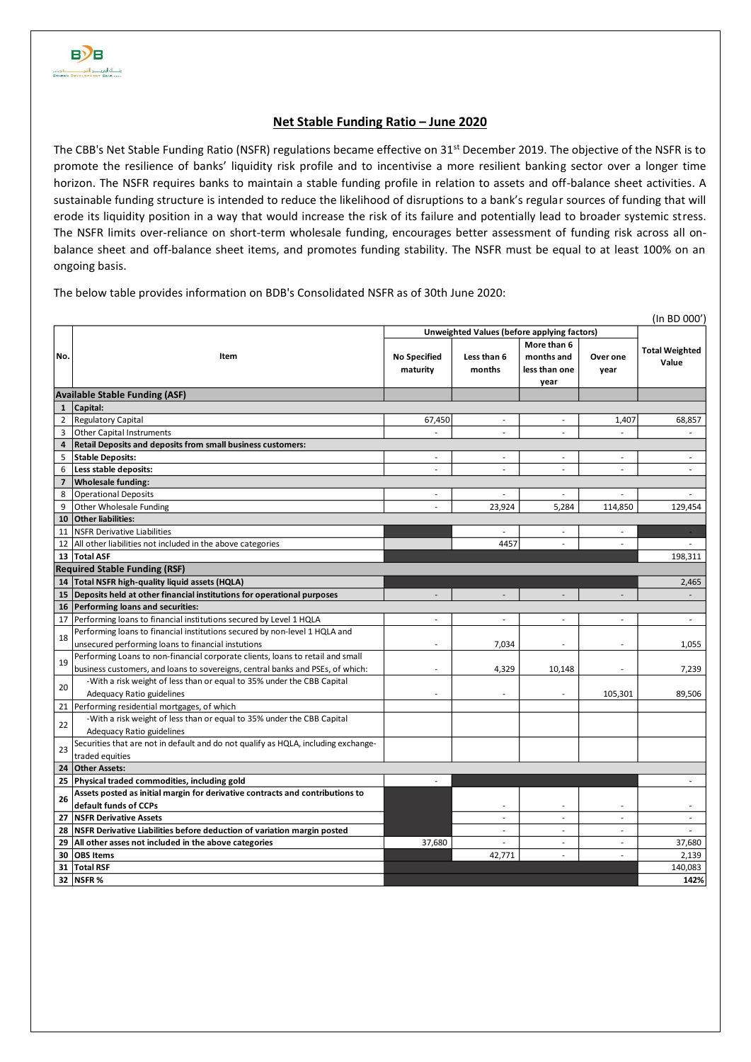## Net Stable Funding Ratio – June 2020

The CBB's Net Stable Funding Ratio (NSFR) regulations became effective on 31st December 2019. The objective of the NSFR is to promote the resilience of banks' liquidity risk profile and to incentivise a more resilient banking sector over a longer time horizon. The NSFR requires banks to maintain a stable funding profile in relation to assets and off-balance sheet activities. A sustainable funding structure is intended to reduce the likelihood of disruptions to a bank's regular sources of funding that will erode its liquidity position in a way that would increase the risk of its failure and potentially lead to broader systemic stress. The NSFR limits over-reliance on short-term wholesale funding, encourages better assessment of funding risk across all on-balance sheet and off-balance sheet items, and promotes funding stability. The NSFR must be equal to at least 100% on an ongoing basis.

The below table provides information on BDB's Consolidated NSFR as of 30th June 2020:

(In BD 000')

| No. | Item | Unweighted Values (before applying factors) | | | | Total Weighted Value |
|---|---|---|---|---|---|---|
| | | No Specified maturity | Less than 6 months | More than 6 months and less than one year | Over one year | |
| **Available Stable Funding (ASF)** | | | | | | |
| 1 | **Capital:** | | | | | |
| 2 | Regulatory Capital | 67,450 | - | - | 1,407 | 68,857 |
| 3 | Other Capital Instruments | - | - | - | - | - |
| 4 | **Retail Deposits and deposits from small business customers:** | | | | | |
| 5 | **Stable Deposits:** | - | - | - | - | - |
| 6 | **Less stable deposits:** | - | - | - | - | - |
| 7 | **Wholesale funding:** | | | | | |
| 8 | Operational Deposits | - | - | - | - | - |
| 9 | Other Wholesale Funding | - | 23,924 | 5,284 | 114,850 | 129,454 |
| 10 | **Other liabilities:** | | | | | |
| 11 | NSFR Derivative Liabilities | | - | - | - | - |
| 12 | All other liabilities not included in the above categories | | 4457 | - | - | - |
| 13 | **Total ASF** | | | | | 198,311 |
| **Required Stable Funding (RSF)** | | | | | | |
| 14 | **Total NSFR high-quality liquid assets (HQLA)** | | | | | 2,465 |
| 15 | **Deposits held at other financial institutions for operational purposes** | - | - | - | - | - |
| 16 | **Performing loans and securities:** | | | | | |
| 17 | Performing loans to financial institutions secured by Level 1 HQLA | - | - | - | - | - |
| 18 | Performing loans to financial institutions secured by non-level 1 HQLA and unsecured performing loans to financial instutions | - | 7,034 | - | - | 1,055 |
| 19 | Performing Loans to non-financial corporate clients, loans to retail and small business customers, and loans to sovereigns, central banks and PSEs, of which: | - | 4,329 | 10,148 | - | 7,239 |
| 20 | -With a risk weight of less than or equal to 35% under the CBB Capital Adequacy Ratio guidelines | - | - | - | 105,301 | 89,506 |
| 21 | Performing residential mortgages, of which | | | | | |
| 22 | -With a risk weight of less than or equal to 35% under the CBB Capital Adequacy Ratio guidelines | | | | | |
| 23 | Securities that are not in default and do not qualify as HQLA, including exchange-traded equities | | | | | |
| 24 | **Other Assets:** | | | | | |
| 25 | **Physical traded commodities, including gold** | - | | | | - |
| 26 | **Assets posted as initial margin for derivative contracts and contributions to default funds of CCPs** | | - | - | - | - |
| 27 | **NSFR Derivative Assets** | | - | - | - | - |
| 28 | **NSFR Derivative Liabilities before deduction of variation margin posted** | | - | - | - | - |
| 29 | **All other asses not included in the above categories** | 37,680 | - | - | - | 37,680 |
| 30 | **OBS Items** | | 42,771 | - | - | 2,139 |
| 31 | **Total RSF** | | | | | 140,083 |
| 32 | **NSFR %** | | | | | **142%** |